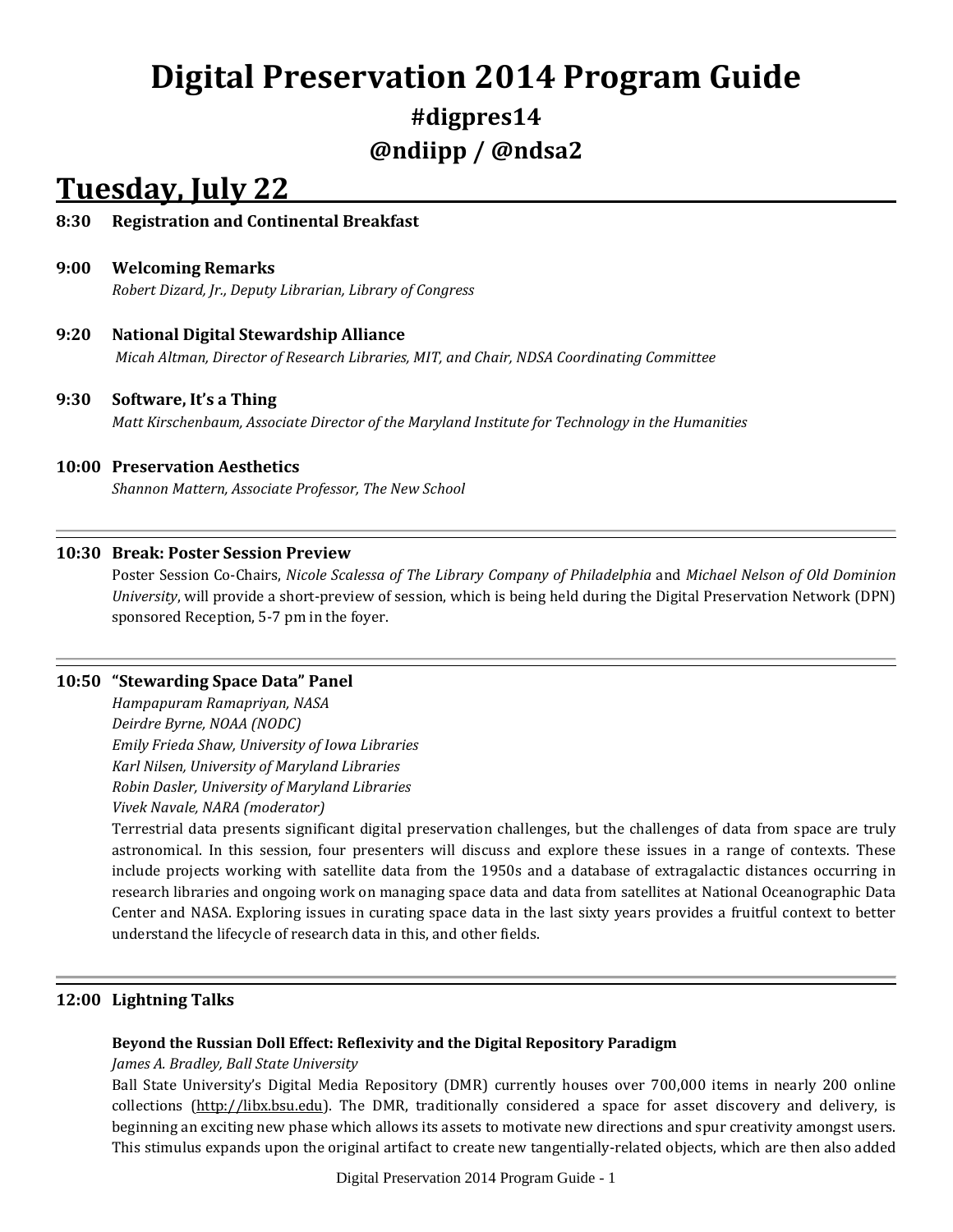# Digital Preservation 2014 Program Guide

## #digpres14

## @ndiipp / @ndsa2

## Tuesday, July 22

**8:30 Registration and Continental Breakfast**

**9:00 Welcoming Remarks**
*Robert Dizard, Jr., Deputy Librarian, Library of Congress*

**9:20 National Digital Stewardship Alliance**
*Micah Altman, Director of Research Libraries, MIT, and Chair, NDSA Coordinating Committee*

**9:30 Software, It's a Thing**
*Matt Kirschenbaum, Associate Director of the Maryland Institute for Technology in the Humanities*

**10:00 Preservation Aesthetics**
*Shannon Mattern, Associate Professor, The New School*

---

**10:30 Break: Poster Session Preview**
Poster Session Co-Chairs, *Nicole Scalessa of The Library Company of Philadelphia* and *Michael Nelson of Old Dominion University*, will provide a short-preview of session, which is being held during the Digital Preservation Network (DPN) sponsored Reception, 5-7 pm in the foyer.

---

**10:50 "Stewarding Space Data" Panel**
*Hampapuram Ramapriyan, NASA*
*Deirdre Byrne, NOAA (NODC)*
*Emily Frieda Shaw, University of Iowa Libraries*
*Karl Nilsen, University of Maryland Libraries*
*Robin Dasler, University of Maryland Libraries*
*Vivek Navale, NARA (moderator)*

Terrestrial data presents significant digital preservation challenges, but the challenges of data from space are truly astronomical. In this session, four presenters will discuss and explore these issues in a range of contexts. These include projects working with satellite data from the 1950s and a database of extragalactic distances occurring in research libraries and ongoing work on managing space data and data from satellites at National Oceanographic Data Center and NASA. Exploring issues in curating space data in the last sixty years provides a fruitful context to better understand the lifecycle of research data in this, and other fields.

---

**12:00 Lightning Talks**

**Beyond the Russian Doll Effect: Reflexivity and the Digital Repository Paradigm**
*James A. Bradley, Ball State University*
Ball State University's Digital Media Repository (DMR) currently houses over 700,000 items in nearly 200 online collections (http://libx.bsu.edu). The DMR, traditionally considered a space for asset discovery and delivery, is beginning an exciting new phase which allows its assets to motivate new directions and spur creativity amongst users. This stimulus expands upon the original artifact to create new tangentially-related objects, which are then also added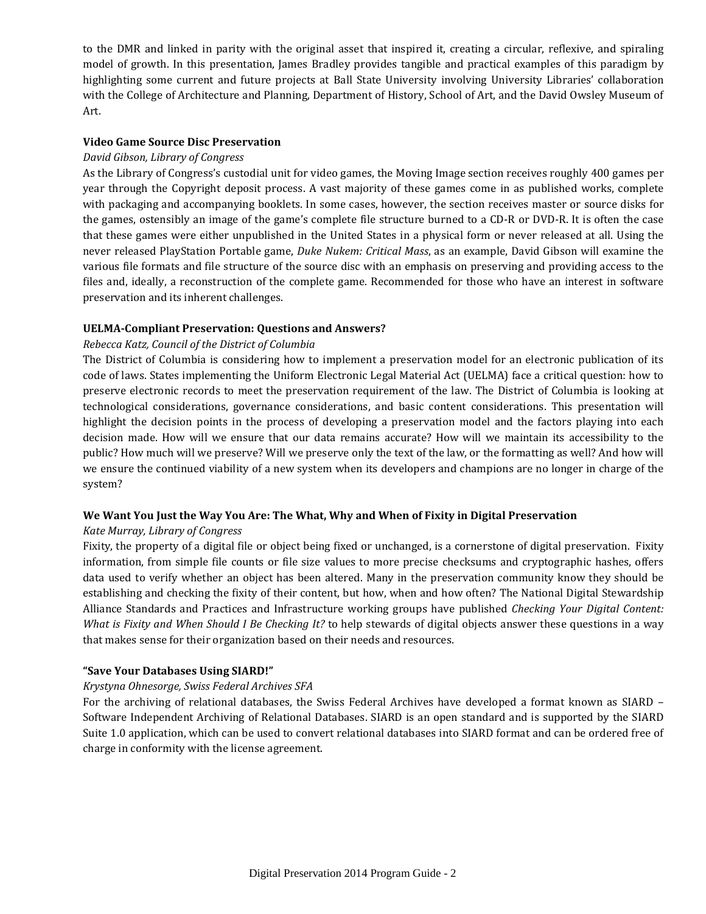to the DMR and linked in parity with the original asset that inspired it, creating a circular, reflexive, and spiraling model of growth. In this presentation, James Bradley provides tangible and practical examples of this paradigm by highlighting some current and future projects at Ball State University involving University Libraries' collaboration with the College of Architecture and Planning, Department of History, School of Art, and the David Owsley Museum of Art.

**Video Game Source Disc Preservation**

*David Gibson, Library of Congress*

As the Library of Congress's custodial unit for video games, the Moving Image section receives roughly 400 games per year through the Copyright deposit process. A vast majority of these games come in as published works, complete with packaging and accompanying booklets. In some cases, however, the section receives master or source disks for the games, ostensibly an image of the game's complete file structure burned to a CD-R or DVD-R. It is often the case that these games were either unpublished in the United States in a physical form or never released at all. Using the never released PlayStation Portable game, *Duke Nukem: Critical Mass*, as an example, David Gibson will examine the various file formats and file structure of the source disc with an emphasis on preserving and providing access to the files and, ideally, a reconstruction of the complete game. Recommended for those who have an interest in software preservation and its inherent challenges.

**UELMA-Compliant Preservation: Questions and Answers?**

*Rebecca Katz, Council of the District of Columbia*

The District of Columbia is considering how to implement a preservation model for an electronic publication of its code of laws. States implementing the Uniform Electronic Legal Material Act (UELMA) face a critical question: how to preserve electronic records to meet the preservation requirement of the law. The District of Columbia is looking at technological considerations, governance considerations, and basic content considerations. This presentation will highlight the decision points in the process of developing a preservation model and the factors playing into each decision made. How will we ensure that our data remains accurate? How will we maintain its accessibility to the public? How much will we preserve? Will we preserve only the text of the law, or the formatting as well? And how will we ensure the continued viability of a new system when its developers and champions are no longer in charge of the system?

**We Want You Just the Way You Are: The What, Why and When of Fixity in Digital Preservation**

*Kate Murray, Library of Congress*

Fixity, the property of a digital file or object being fixed or unchanged, is a cornerstone of digital preservation. Fixity information, from simple file counts or file size values to more precise checksums and cryptographic hashes, offers data used to verify whether an object has been altered. Many in the preservation community know they should be establishing and checking the fixity of their content, but how, when and how often? The National Digital Stewardship Alliance Standards and Practices and Infrastructure working groups have published *Checking Your Digital Content: What is Fixity and When Should I Be Checking It?* to help stewards of digital objects answer these questions in a way that makes sense for their organization based on their needs and resources.

**"Save Your Databases Using SIARD!"**

*Krystyna Ohnesorge, Swiss Federal Archives SFA*

For the archiving of relational databases, the Swiss Federal Archives have developed a format known as SIARD – Software Independent Archiving of Relational Databases. SIARD is an open standard and is supported by the SIARD Suite 1.0 application, which can be used to convert relational databases into SIARD format and can be ordered free of charge in conformity with the license agreement.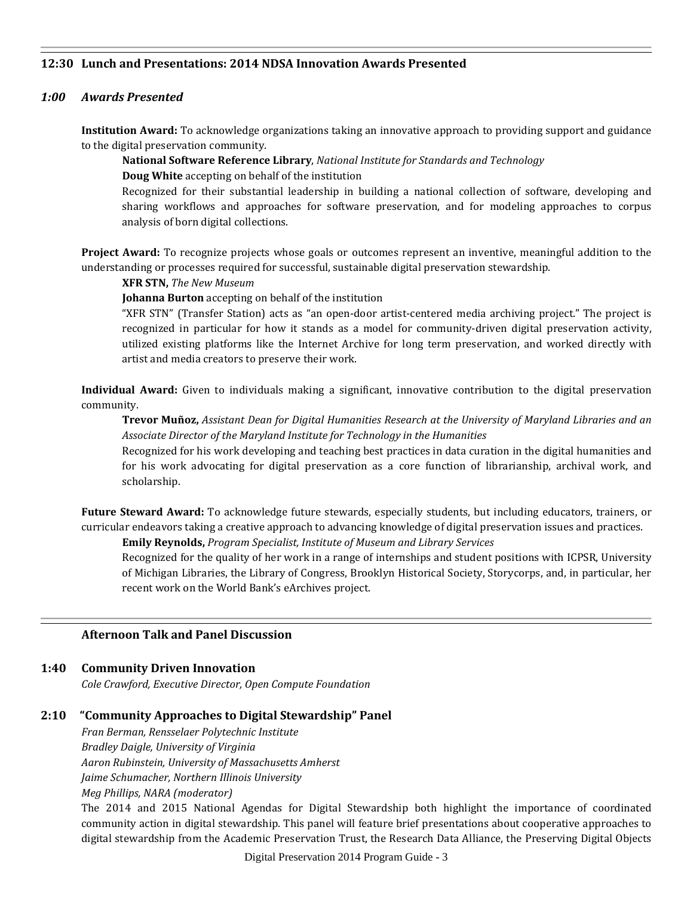## 12:30 Lunch and Presentations: 2014 NDSA Innovation Awards Presented

### *1:00 Awards Presented*

**Institution Award:** To acknowledge organizations taking an innovative approach to providing support and guidance to the digital preservation community.

**National Software Reference Library**, *National Institute for Standards and Technology*
**Doug White** accepting on behalf of the institution
Recognized for their substantial leadership in building a national collection of software, developing and sharing workflows and approaches for software preservation, and for modeling approaches to corpus analysis of born digital collections.

**Project Award:** To recognize projects whose goals or outcomes represent an inventive, meaningful addition to the understanding or processes required for successful, sustainable digital preservation stewardship.

**XFR STN,** *The New Museum*
**Johanna Burton** accepting on behalf of the institution
"XFR STN" (Transfer Station) acts as "an open-door artist-centered media archiving project." The project is recognized in particular for how it stands as a model for community-driven digital preservation activity, utilized existing platforms like the Internet Archive for long term preservation, and worked directly with artist and media creators to preserve their work.

**Individual Award:** Given to individuals making a significant, innovative contribution to the digital preservation community.

**Trevor Muñoz,** *Assistant Dean for Digital Humanities Research at the University of Maryland Libraries and an Associate Director of the Maryland Institute for Technology in the Humanities*
Recognized for his work developing and teaching best practices in data curation in the digital humanities and for his work advocating for digital preservation as a core function of librarianship, archival work, and scholarship.

**Future Steward Award:** To acknowledge future stewards, especially students, but including educators, trainers, or curricular endeavors taking a creative approach to advancing knowledge of digital preservation issues and practices.

**Emily Reynolds,** *Program Specialist, Institute of Museum and Library Services*
Recognized for the quality of her work in a range of internships and student positions with ICPSR, University of Michigan Libraries, the Library of Congress, Brooklyn Historical Society, Storycorps, and, in particular, her recent work on the World Bank's eArchives project.

## Afternoon Talk and Panel Discussion

### 1:40 Community Driven Innovation

*Cole Crawford, Executive Director, Open Compute Foundation*

### 2:10 "Community Approaches to Digital Stewardship" Panel

*Fran Berman, Rensselaer Polytechnic Institute*
*Bradley Daigle, University of Virginia*
*Aaron Rubinstein, University of Massachusetts Amherst*
*Jaime Schumacher, Northern Illinois University*
*Meg Phillips, NARA (moderator)*

The 2014 and 2015 National Agendas for Digital Stewardship both highlight the importance of coordinated community action in digital stewardship. This panel will feature brief presentations about cooperative approaches to digital stewardship from the Academic Preservation Trust, the Research Data Alliance, the Preserving Digital Objects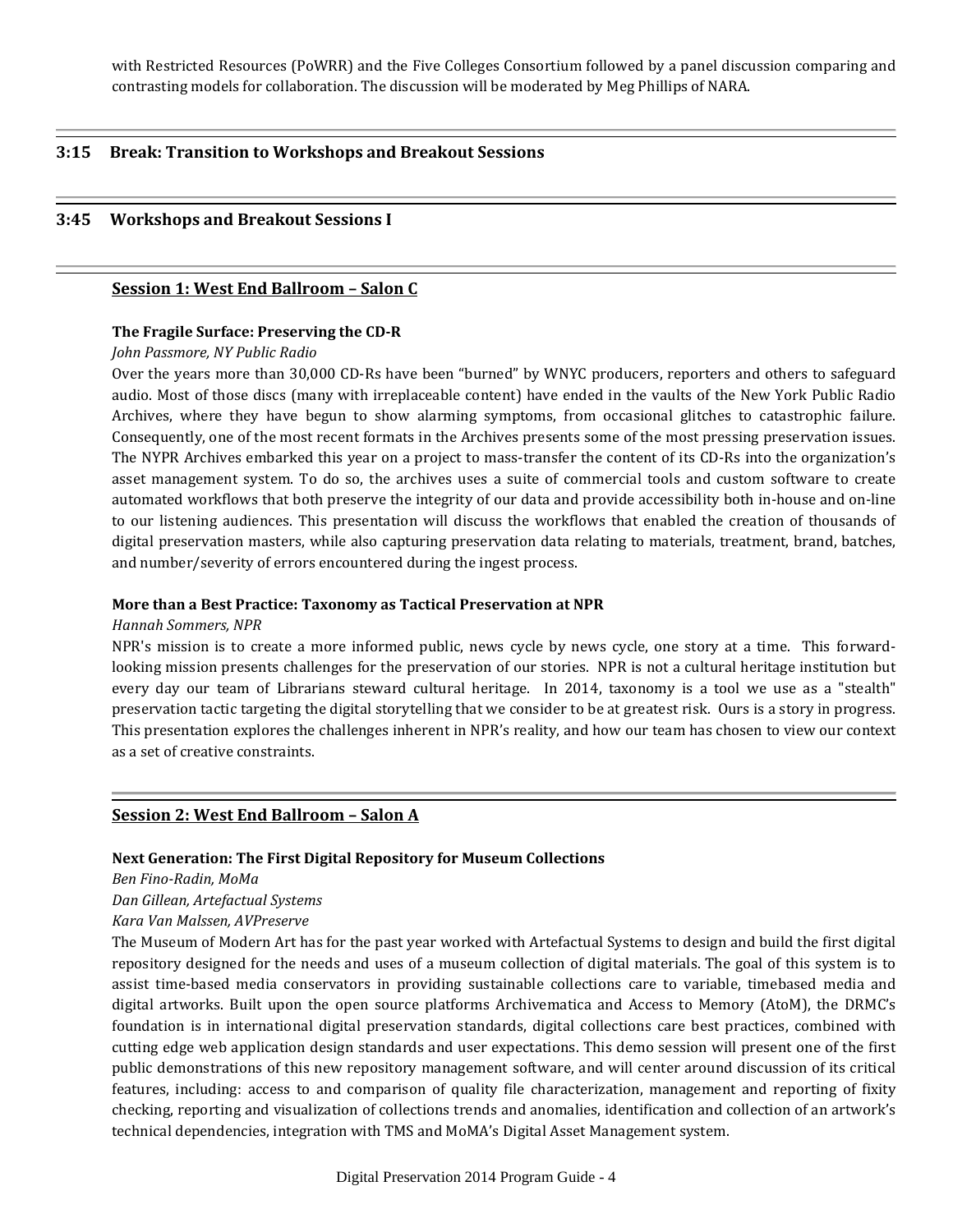with Restricted Resources (PoWRR) and the Five Colleges Consortium followed by a panel discussion comparing and contrasting models for collaboration. The discussion will be moderated by Meg Phillips of NARA.

## 3:15 Break: Transition to Workshops and Breakout Sessions

## 3:45 Workshops and Breakout Sessions I

### Session 1: West End Ballroom – Salon C

**The Fragile Surface: Preserving the CD-R**

*John Passmore, NY Public Radio*

Over the years more than 30,000 CD-Rs have been "burned" by WNYC producers, reporters and others to safeguard audio. Most of those discs (many with irreplaceable content) have ended in the vaults of the New York Public Radio Archives, where they have begun to show alarming symptoms, from occasional glitches to catastrophic failure. Consequently, one of the most recent formats in the Archives presents some of the most pressing preservation issues. The NYPR Archives embarked this year on a project to mass-transfer the content of its CD-Rs into the organization's asset management system. To do so, the archives uses a suite of commercial tools and custom software to create automated workflows that both preserve the integrity of our data and provide accessibility both in-house and on-line to our listening audiences. This presentation will discuss the workflows that enabled the creation of thousands of digital preservation masters, while also capturing preservation data relating to materials, treatment, brand, batches, and number/severity of errors encountered during the ingest process.

**More than a Best Practice: Taxonomy as Tactical Preservation at NPR**

*Hannah Sommers, NPR*

NPR's mission is to create a more informed public, news cycle by news cycle, one story at a time. This forward-looking mission presents challenges for the preservation of our stories. NPR is not a cultural heritage institution but every day our team of Librarians steward cultural heritage. In 2014, taxonomy is a tool we use as a "stealth" preservation tactic targeting the digital storytelling that we consider to be at greatest risk. Ours is a story in progress. This presentation explores the challenges inherent in NPR's reality, and how our team has chosen to view our context as a set of creative constraints.

### Session 2: West End Ballroom – Salon A

**Next Generation: The First Digital Repository for Museum Collections**

*Ben Fino-Radin, MoMa*
*Dan Gillean, Artefactual Systems*
*Kara Van Malssen, AVPreserve*

The Museum of Modern Art has for the past year worked with Artefactual Systems to design and build the first digital repository designed for the needs and uses of a museum collection of digital materials. The goal of this system is to assist time-based media conservators in providing sustainable collections care to variable, timebased media and digital artworks. Built upon the open source platforms Archivematica and Access to Memory (AtoM), the DRMC's foundation is in international digital preservation standards, digital collections care best practices, combined with cutting edge web application design standards and user expectations. This demo session will present one of the first public demonstrations of this new repository management software, and will center around discussion of its critical features, including: access to and comparison of quality file characterization, management and reporting of fixity checking, reporting and visualization of collections trends and anomalies, identification and collection of an artwork's technical dependencies, integration with TMS and MoMA's Digital Asset Management system.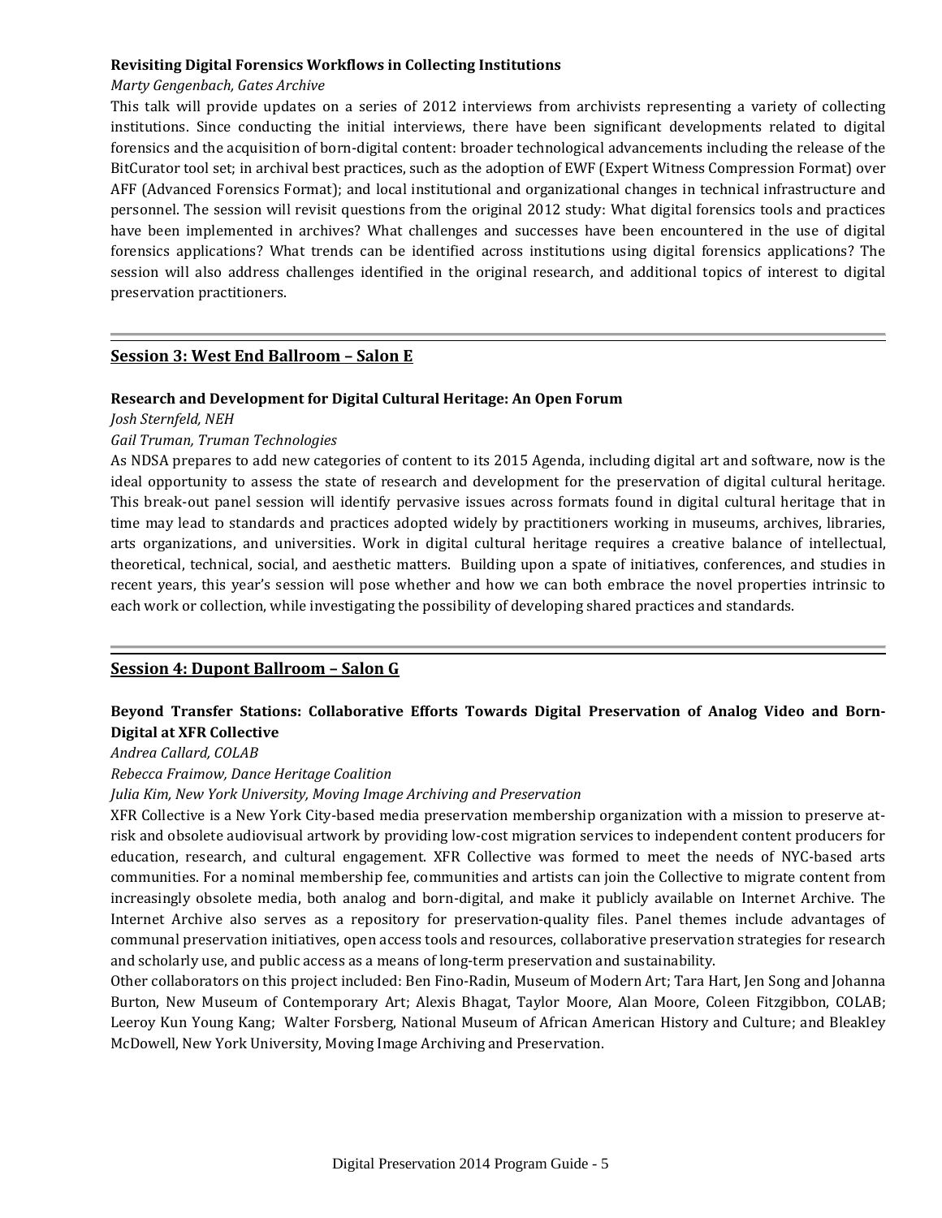**Revisiting Digital Forensics Workflows in Collecting Institutions**

*Marty Gengenbach, Gates Archive*

This talk will provide updates on a series of 2012 interviews from archivists representing a variety of collecting institutions. Since conducting the initial interviews, there have been significant developments related to digital forensics and the acquisition of born-digital content: broader technological advancements including the release of the BitCurator tool set; in archival best practices, such as the adoption of EWF (Expert Witness Compression Format) over AFF (Advanced Forensics Format); and local institutional and organizational changes in technical infrastructure and personnel. The session will revisit questions from the original 2012 study: What digital forensics tools and practices have been implemented in archives? What challenges and successes have been encountered in the use of digital forensics applications? What trends can be identified across institutions using digital forensics applications? The session will also address challenges identified in the original research, and additional topics of interest to digital preservation practitioners.

---

## Session 3: West End Ballroom – Salon E

**Research and Development for Digital Cultural Heritage: An Open Forum**

*Josh Sternfeld, NEH*

*Gail Truman, Truman Technologies*

As NDSA prepares to add new categories of content to its 2015 Agenda, including digital art and software, now is the ideal opportunity to assess the state of research and development for the preservation of digital cultural heritage. This break-out panel session will identify pervasive issues across formats found in digital cultural heritage that in time may lead to standards and practices adopted widely by practitioners working in museums, archives, libraries, arts organizations, and universities. Work in digital cultural heritage requires a creative balance of intellectual, theoretical, technical, social, and aesthetic matters. Building upon a spate of initiatives, conferences, and studies in recent years, this year's session will pose whether and how we can both embrace the novel properties intrinsic to each work or collection, while investigating the possibility of developing shared practices and standards.

---

## Session 4: Dupont Ballroom – Salon G

**Beyond Transfer Stations: Collaborative Efforts Towards Digital Preservation of Analog Video and Born-Digital at XFR Collective**

*Andrea Callard, COLAB*

*Rebecca Fraimow, Dance Heritage Coalition*

*Julia Kim, New York University, Moving Image Archiving and Preservation*

XFR Collective is a New York City-based media preservation membership organization with a mission to preserve at-risk and obsolete audiovisual artwork by providing low-cost migration services to independent content producers for education, research, and cultural engagement. XFR Collective was formed to meet the needs of NYC-based arts communities. For a nominal membership fee, communities and artists can join the Collective to migrate content from increasingly obsolete media, both analog and born-digital, and make it publicly available on Internet Archive. The Internet Archive also serves as a repository for preservation-quality files. Panel themes include advantages of communal preservation initiatives, open access tools and resources, collaborative preservation strategies for research and scholarly use, and public access as a means of long-term preservation and sustainability.

Other collaborators on this project included: Ben Fino-Radin, Museum of Modern Art; Tara Hart, Jen Song and Johanna Burton, New Museum of Contemporary Art; Alexis Bhagat, Taylor Moore, Alan Moore, Coleen Fitzgibbon, COLAB; Leeroy Kun Young Kang; Walter Forsberg, National Museum of African American History and Culture; and Bleakley McDowell, New York University, Moving Image Archiving and Preservation.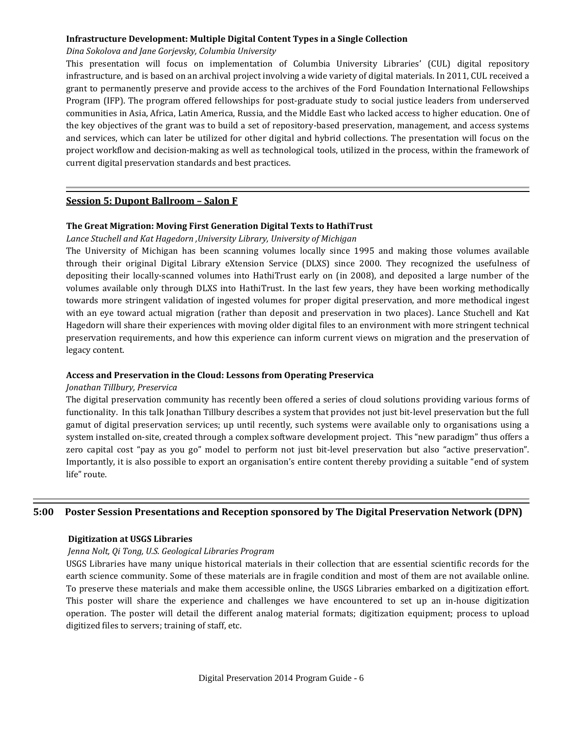**Infrastructure Development: Multiple Digital Content Types in a Single Collection**

*Dina Sokolova and Jane Gorjevsky, Columbia University*

This presentation will focus on implementation of Columbia University Libraries' (CUL) digital repository infrastructure, and is based on an archival project involving a wide variety of digital materials. In 2011, CUL received a grant to permanently preserve and provide access to the archives of the Ford Foundation International Fellowships Program (IFP). The program offered fellowships for post-graduate study to social justice leaders from underserved communities in Asia, Africa, Latin America, Russia, and the Middle East who lacked access to higher education. One of the key objectives of the grant was to build a set of repository-based preservation, management, and access systems and services, which can later be utilized for other digital and hybrid collections. The presentation will focus on the project workflow and decision-making as well as technological tools, utilized in the process, within the framework of current digital preservation standards and best practices.

## Session 5: Dupont Ballroom – Salon F

**The Great Migration: Moving First Generation Digital Texts to HathiTrust**

*Lance Stuchell and Kat Hagedorn ,University Library, University of Michigan*

The University of Michigan has been scanning volumes locally since 1995 and making those volumes available through their original Digital Library eXtension Service (DLXS) since 2000. They recognized the usefulness of depositing their locally-scanned volumes into HathiTrust early on (in 2008), and deposited a large number of the volumes available only through DLXS into HathiTrust. In the last few years, they have been working methodically towards more stringent validation of ingested volumes for proper digital preservation, and more methodical ingest with an eye toward actual migration (rather than deposit and preservation in two places). Lance Stuchell and Kat Hagedorn will share their experiences with moving older digital files to an environment with more stringent technical preservation requirements, and how this experience can inform current views on migration and the preservation of legacy content.

**Access and Preservation in the Cloud: Lessons from Operating Preservica**

*Jonathan Tillbury, Preservica*

The digital preservation community has recently been offered a series of cloud solutions providing various forms of functionality. In this talk Jonathan Tillbury describes a system that provides not just bit-level preservation but the full gamut of digital preservation services; up until recently, such systems were available only to organisations using a system installed on-site, created through a complex software development project. This "new paradigm" thus offers a zero capital cost "pay as you go" model to perform not just bit-level preservation but also "active preservation". Importantly, it is also possible to export an organisation's entire content thereby providing a suitable "end of system life" route.

## 5:00 Poster Session Presentations and Reception sponsored by The Digital Preservation Network (DPN)

**Digitization at USGS Libraries**

*Jenna Nolt, Qi Tong, U.S. Geological Libraries Program*

USGS Libraries have many unique historical materials in their collection that are essential scientific records for the earth science community. Some of these materials are in fragile condition and most of them are not available online. To preserve these materials and make them accessible online, the USGS Libraries embarked on a digitization effort. This poster will share the experience and challenges we have encountered to set up an in-house digitization operation. The poster will detail the different analog material formats; digitization equipment; process to upload digitized files to servers; training of staff, etc.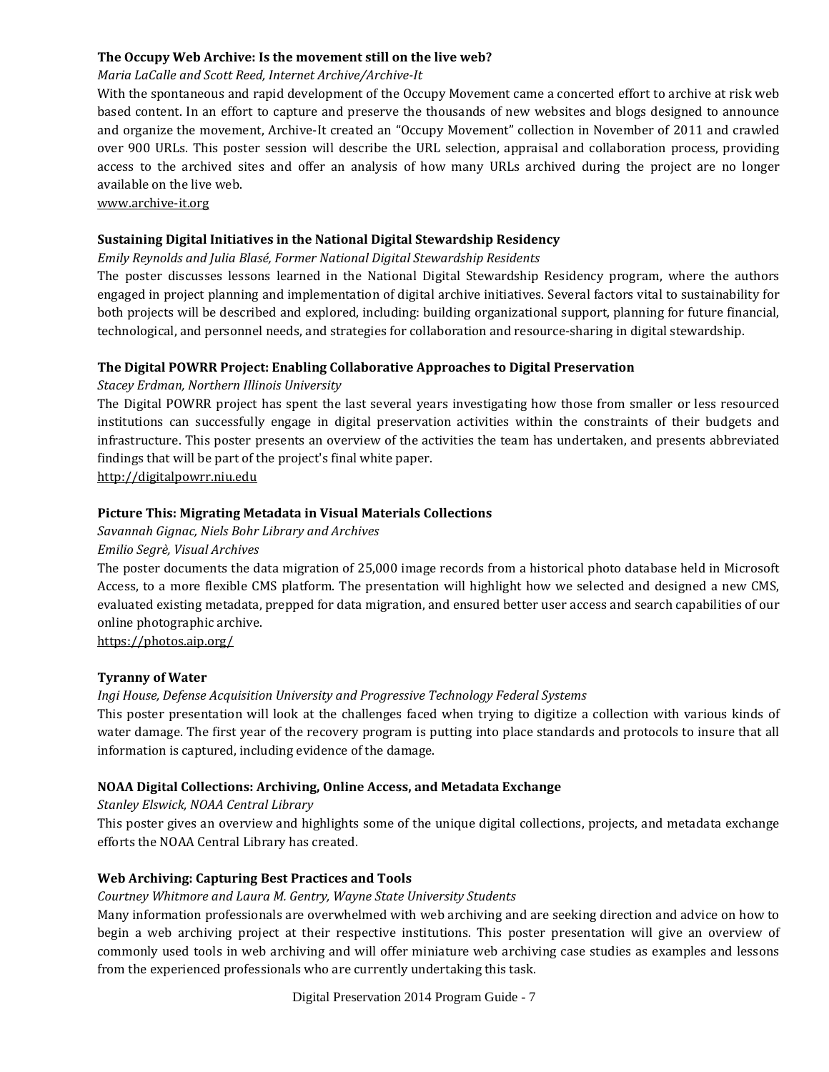**The Occupy Web Archive: Is the movement still on the live web?**

*Maria LaCalle and Scott Reed, Internet Archive/Archive-It*

With the spontaneous and rapid development of the Occupy Movement came a concerted effort to archive at risk web based content. In an effort to capture and preserve the thousands of new websites and blogs designed to announce and organize the movement, Archive-It created an "Occupy Movement" collection in November of 2011 and crawled over 900 URLs. This poster session will describe the URL selection, appraisal and collaboration process, providing access to the archived sites and offer an analysis of how many URLs archived during the project are no longer available on the live web.

www.archive-it.org

**Sustaining Digital Initiatives in the National Digital Stewardship Residency**

*Emily Reynolds and Julia Blasé, Former National Digital Stewardship Residents*

The poster discusses lessons learned in the National Digital Stewardship Residency program, where the authors engaged in project planning and implementation of digital archive initiatives. Several factors vital to sustainability for both projects will be described and explored, including: building organizational support, planning for future financial, technological, and personnel needs, and strategies for collaboration and resource-sharing in digital stewardship.

**The Digital POWRR Project: Enabling Collaborative Approaches to Digital Preservation**

*Stacey Erdman, Northern Illinois University*

The Digital POWRR project has spent the last several years investigating how those from smaller or less resourced institutions can successfully engage in digital preservation activities within the constraints of their budgets and infrastructure. This poster presents an overview of the activities the team has undertaken, and presents abbreviated findings that will be part of the project's final white paper.

http://digitalpowrr.niu.edu

**Picture This: Migrating Metadata in Visual Materials Collections**

*Savannah Gignac, Niels Bohr Library and Archives*

*Emilio Segrè, Visual Archives*

The poster documents the data migration of 25,000 image records from a historical photo database held in Microsoft Access, to a more flexible CMS platform. The presentation will highlight how we selected and designed a new CMS, evaluated existing metadata, prepped for data migration, and ensured better user access and search capabilities of our online photographic archive.

https://photos.aip.org/

**Tyranny of Water**

*Ingi House, Defense Acquisition University and Progressive Technology Federal Systems*

This poster presentation will look at the challenges faced when trying to digitize a collection with various kinds of water damage. The first year of the recovery program is putting into place standards and protocols to insure that all information is captured, including evidence of the damage.

**NOAA Digital Collections: Archiving, Online Access, and Metadata Exchange**

*Stanley Elswick, NOAA Central Library*

This poster gives an overview and highlights some of the unique digital collections, projects, and metadata exchange efforts the NOAA Central Library has created.

**Web Archiving: Capturing Best Practices and Tools**

*Courtney Whitmore and Laura M. Gentry, Wayne State University Students*

Many information professionals are overwhelmed with web archiving and are seeking direction and advice on how to begin a web archiving project at their respective institutions. This poster presentation will give an overview of commonly used tools in web archiving and will offer miniature web archiving case studies as examples and lessons from the experienced professionals who are currently undertaking this task.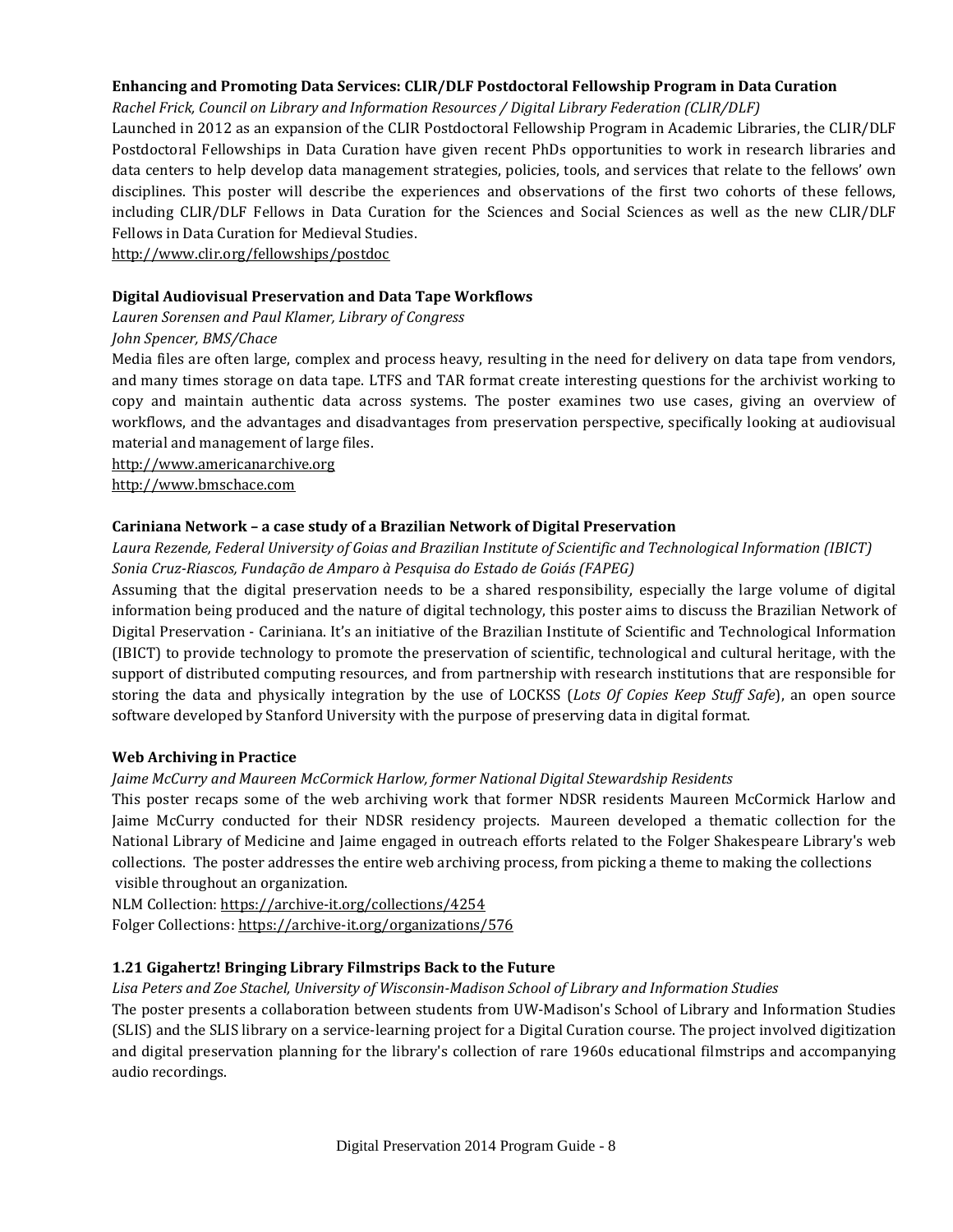**Enhancing and Promoting Data Services: CLIR/DLF Postdoctoral Fellowship Program in Data Curation**

*Rachel Frick, Council on Library and Information Resources / Digital Library Federation (CLIR/DLF)*

Launched in 2012 as an expansion of the CLIR Postdoctoral Fellowship Program in Academic Libraries, the CLIR/DLF Postdoctoral Fellowships in Data Curation have given recent PhDs opportunities to work in research libraries and data centers to help develop data management strategies, policies, tools, and services that relate to the fellows' own disciplines. This poster will describe the experiences and observations of the first two cohorts of these fellows, including CLIR/DLF Fellows in Data Curation for the Sciences and Social Sciences as well as the new CLIR/DLF Fellows in Data Curation for Medieval Studies.

http://www.clir.org/fellowships/postdoc

**Digital Audiovisual Preservation and Data Tape Workflows**

*Lauren Sorensen and Paul Klamer, Library of Congress*

*John Spencer, BMS/Chace*

Media files are often large, complex and process heavy, resulting in the need for delivery on data tape from vendors, and many times storage on data tape. LTFS and TAR format create interesting questions for the archivist working to copy and maintain authentic data across systems. The poster examines two use cases, giving an overview of workflows, and the advantages and disadvantages from preservation perspective, specifically looking at audiovisual material and management of large files.

http://www.americanarchive.org

http://www.bmschace.com

**Cariniana Network – a case study of a Brazilian Network of Digital Preservation**

*Laura Rezende, Federal University of Goias and Brazilian Institute of Scientific and Technological Information (IBICT)*

*Sonia Cruz-Riascos, Fundação de Amparo à Pesquisa do Estado de Goiás (FAPEG)*

Assuming that the digital preservation needs to be a shared responsibility, especially the large volume of digital information being produced and the nature of digital technology, this poster aims to discuss the Brazilian Network of Digital Preservation - Cariniana. It's an initiative of the Brazilian Institute of Scientific and Technological Information (IBICT) to provide technology to promote the preservation of scientific, technological and cultural heritage, with the support of distributed computing resources, and from partnership with research institutions that are responsible for storing the data and physically integration by the use of LOCKSS (*Lots Of Copies Keep Stuff Safe*), an open source software developed by Stanford University with the purpose of preserving data in digital format.

**Web Archiving in Practice**

*Jaime McCurry and Maureen McCormick Harlow, former National Digital Stewardship Residents*

This poster recaps some of the web archiving work that former NDSR residents Maureen McCormick Harlow and Jaime McCurry conducted for their NDSR residency projects. Maureen developed a thematic collection for the National Library of Medicine and Jaime engaged in outreach efforts related to the Folger Shakespeare Library's web collections. The poster addresses the entire web archiving process, from picking a theme to making the collections visible throughout an organization.

NLM Collection: https://archive-it.org/collections/4254

Folger Collections: https://archive-it.org/organizations/576

**1.21 Gigahertz! Bringing Library Filmstrips Back to the Future**

*Lisa Peters and Zoe Stachel, University of Wisconsin-Madison School of Library and Information Studies*

The poster presents a collaboration between students from UW-Madison's School of Library and Information Studies (SLIS) and the SLIS library on a service-learning project for a Digital Curation course. The project involved digitization and digital preservation planning for the library's collection of rare 1960s educational filmstrips and accompanying audio recordings.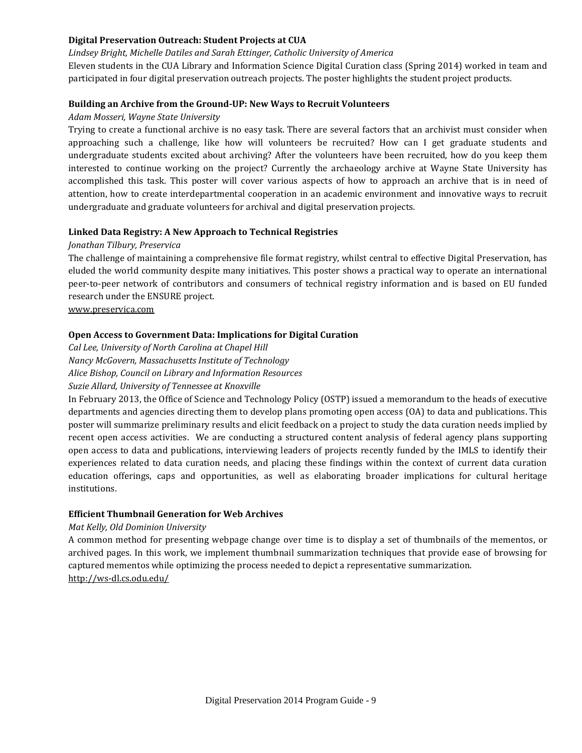**Digital Preservation Outreach: Student Projects at CUA**

*Lindsey Bright, Michelle Datiles and Sarah Ettinger, Catholic University of America*

Eleven students in the CUA Library and Information Science Digital Curation class (Spring 2014) worked in team and participated in four digital preservation outreach projects. The poster highlights the student project products.

**Building an Archive from the Ground-UP: New Ways to Recruit Volunteers**

*Adam Mosseri, Wayne State University*

Trying to create a functional archive is no easy task. There are several factors that an archivist must consider when approaching such a challenge, like how will volunteers be recruited? How can I get graduate students and undergraduate students excited about archiving? After the volunteers have been recruited, how do you keep them interested to continue working on the project? Currently the archaeology archive at Wayne State University has accomplished this task. This poster will cover various aspects of how to approach an archive that is in need of attention, how to create interdepartmental cooperation in an academic environment and innovative ways to recruit undergraduate and graduate volunteers for archival and digital preservation projects.

**Linked Data Registry: A New Approach to Technical Registries**

*Jonathan Tilbury, Preservica*

The challenge of maintaining a comprehensive file format registry, whilst central to effective Digital Preservation, has eluded the world community despite many initiatives. This poster shows a practical way to operate an international peer-to-peer network of contributors and consumers of technical registry information and is based on EU funded research under the ENSURE project.

www.preservica.com

**Open Access to Government Data: Implications for Digital Curation**

*Cal Lee, University of North Carolina at Chapel Hill*

*Nancy McGovern, Massachusetts Institute of Technology*

*Alice Bishop, Council on Library and Information Resources*

*Suzie Allard, University of Tennessee at Knoxville*

In February 2013, the Office of Science and Technology Policy (OSTP) issued a memorandum to the heads of executive departments and agencies directing them to develop plans promoting open access (OA) to data and publications. This poster will summarize preliminary results and elicit feedback on a project to study the data curation needs implied by recent open access activities. We are conducting a structured content analysis of federal agency plans supporting open access to data and publications, interviewing leaders of projects recently funded by the IMLS to identify their experiences related to data curation needs, and placing these findings within the context of current data curation education offerings, caps and opportunities, as well as elaborating broader implications for cultural heritage institutions.

**Efficient Thumbnail Generation for Web Archives**

*Mat Kelly, Old Dominion University*

A common method for presenting webpage change over time is to display a set of thumbnails of the mementos, or archived pages. In this work, we implement thumbnail summarization techniques that provide ease of browsing for captured mementos while optimizing the process needed to depict a representative summarization.

http://ws-dl.cs.odu.edu/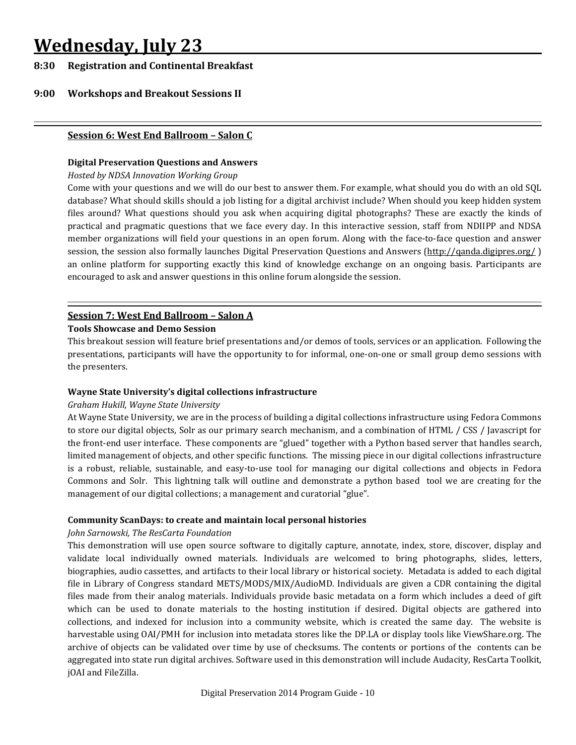# Wednesday, July 23

**8:30 Registration and Continental Breakfast**

**9:00 Workshops and Breakout Sessions II**

---

## Session 6: West End Ballroom – Salon C

**Digital Preservation Questions and Answers**

*Hosted by NDSA Innovation Working Group*

Come with your questions and we will do our best to answer them. For example, what should you do with an old SQL database? What should skills should a job listing for a digital archivist include? When should you keep hidden system files around? What questions should you ask when acquiring digital photographs? These are exactly the kinds of practical and pragmatic questions that we face every day. In this interactive session, staff from NDIIPP and NDSA member organizations will field your questions in an open forum. Along with the face-to-face question and answer session, the session also formally launches Digital Preservation Questions and Answers (http://qanda.digipres.org/ ) an online platform for supporting exactly this kind of knowledge exchange on an ongoing basis. Participants are encouraged to ask and answer questions in this online forum alongside the session.

---

## Session 7: West End Ballroom – Salon A

**Tools Showcase and Demo Session**

This breakout session will feature brief presentations and/or demos of tools, services or an application. Following the presentations, participants will have the opportunity to for informal, one-on-one or small group demo sessions with the presenters.

**Wayne State University's digital collections infrastructure**

*Graham Hukill, Wayne State University*

At Wayne State University, we are in the process of building a digital collections infrastructure using Fedora Commons to store our digital objects, Solr as our primary search mechanism, and a combination of HTML / CSS / Javascript for the front-end user interface. These components are "glued" together with a Python based server that handles search, limited management of objects, and other specific functions. The missing piece in our digital collections infrastructure is a robust, reliable, sustainable, and easy-to-use tool for managing our digital collections and objects in Fedora Commons and Solr. This lightning talk will outline and demonstrate a python based tool we are creating for the management of our digital collections; a management and curatorial "glue".

**Community ScanDays: to create and maintain local personal histories**

*John Sarnowski, The ResCarta Foundation*

This demonstration will use open source software to digitally capture, annotate, index, store, discover, display and validate local individually owned materials. Individuals are welcomed to bring photographs, slides, letters, biographies, audio cassettes, and artifacts to their local library or historical society. Metadata is added to each digital file in Library of Congress standard METS/MODS/MIX/AudioMD. Individuals are given a CDR containing the digital files made from their analog materials. Individuals provide basic metadata on a form which includes a deed of gift which can be used to donate materials to the hosting institution if desired. Digital objects are gathered into collections, and indexed for inclusion into a community website, which is created the same day. The website is harvestable using OAI/PMH for inclusion into metadata stores like the DP.LA or display tools like ViewShare.org. The archive of objects can be validated over time by use of checksums. The contents or portions of the contents can be aggregated into state run digital archives. Software used in this demonstration will include Audacity, ResCarta Toolkit, jOAI and FileZilla.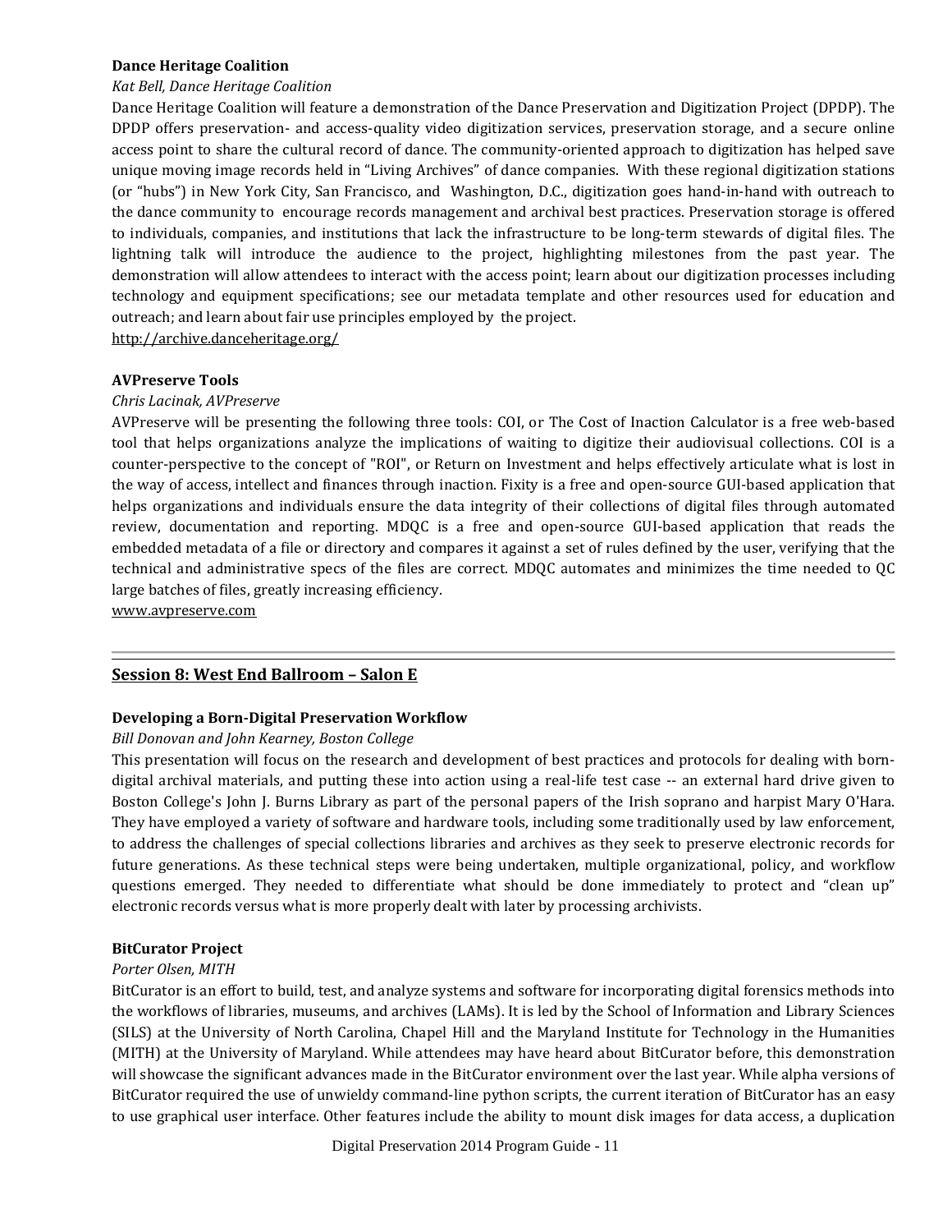**Dance Heritage Coalition**

*Kat Bell, Dance Heritage Coalition*

Dance Heritage Coalition will feature a demonstration of the Dance Preservation and Digitization Project (DPDP). The DPDP offers preservation- and access-quality video digitization services, preservation storage, and a secure online access point to share the cultural record of dance. The community-oriented approach to digitization has helped save unique moving image records held in "Living Archives" of dance companies. With these regional digitization stations (or "hubs") in New York City, San Francisco, and Washington, D.C., digitization goes hand-in-hand with outreach to the dance community to encourage records management and archival best practices. Preservation storage is offered to individuals, companies, and institutions that lack the infrastructure to be long-term stewards of digital files. The lightning talk will introduce the audience to the project, highlighting milestones from the past year. The demonstration will allow attendees to interact with the access point; learn about our digitization processes including technology and equipment specifications; see our metadata template and other resources used for education and outreach; and learn about fair use principles employed by the project.

http://archive.danceheritage.org/

**AVPreserve Tools**

*Chris Lacinak, AVPreserve*

AVPreserve will be presenting the following three tools: COI, or The Cost of Inaction Calculator is a free web-based tool that helps organizations analyze the implications of waiting to digitize their audiovisual collections. COI is a counter-perspective to the concept of "ROI", or Return on Investment and helps effectively articulate what is lost in the way of access, intellect and finances through inaction. Fixity is a free and open-source GUI-based application that helps organizations and individuals ensure the data integrity of their collections of digital files through automated review, documentation and reporting. MDQC is a free and open-source GUI-based application that reads the embedded metadata of a file or directory and compares it against a set of rules defined by the user, verifying that the technical and administrative specs of the files are correct. MDQC automates and minimizes the time needed to QC large batches of files, greatly increasing efficiency.

www.avpreserve.com

---

## Session 8: West End Ballroom – Salon E

**Developing a Born-Digital Preservation Workflow**

*Bill Donovan and John Kearney, Boston College*

This presentation will focus on the research and development of best practices and protocols for dealing with born-digital archival materials, and putting these into action using a real-life test case -- an external hard drive given to Boston College's John J. Burns Library as part of the personal papers of the Irish soprano and harpist Mary O'Hara. They have employed a variety of software and hardware tools, including some traditionally used by law enforcement, to address the challenges of special collections libraries and archives as they seek to preserve electronic records for future generations. As these technical steps were being undertaken, multiple organizational, policy, and workflow questions emerged. They needed to differentiate what should be done immediately to protect and "clean up" electronic records versus what is more properly dealt with later by processing archivists.

**BitCurator Project**

*Porter Olsen, MITH*

BitCurator is an effort to build, test, and analyze systems and software for incorporating digital forensics methods into the workflows of libraries, museums, and archives (LAMs). It is led by the School of Information and Library Sciences (SILS) at the University of North Carolina, Chapel Hill and the Maryland Institute for Technology in the Humanities (MITH) at the University of Maryland. While attendees may have heard about BitCurator before, this demonstration will showcase the significant advances made in the BitCurator environment over the last year. While alpha versions of BitCurator required the use of unwieldy command-line python scripts, the current iteration of BitCurator has an easy to use graphical user interface. Other features include the ability to mount disk images for data access, a duplication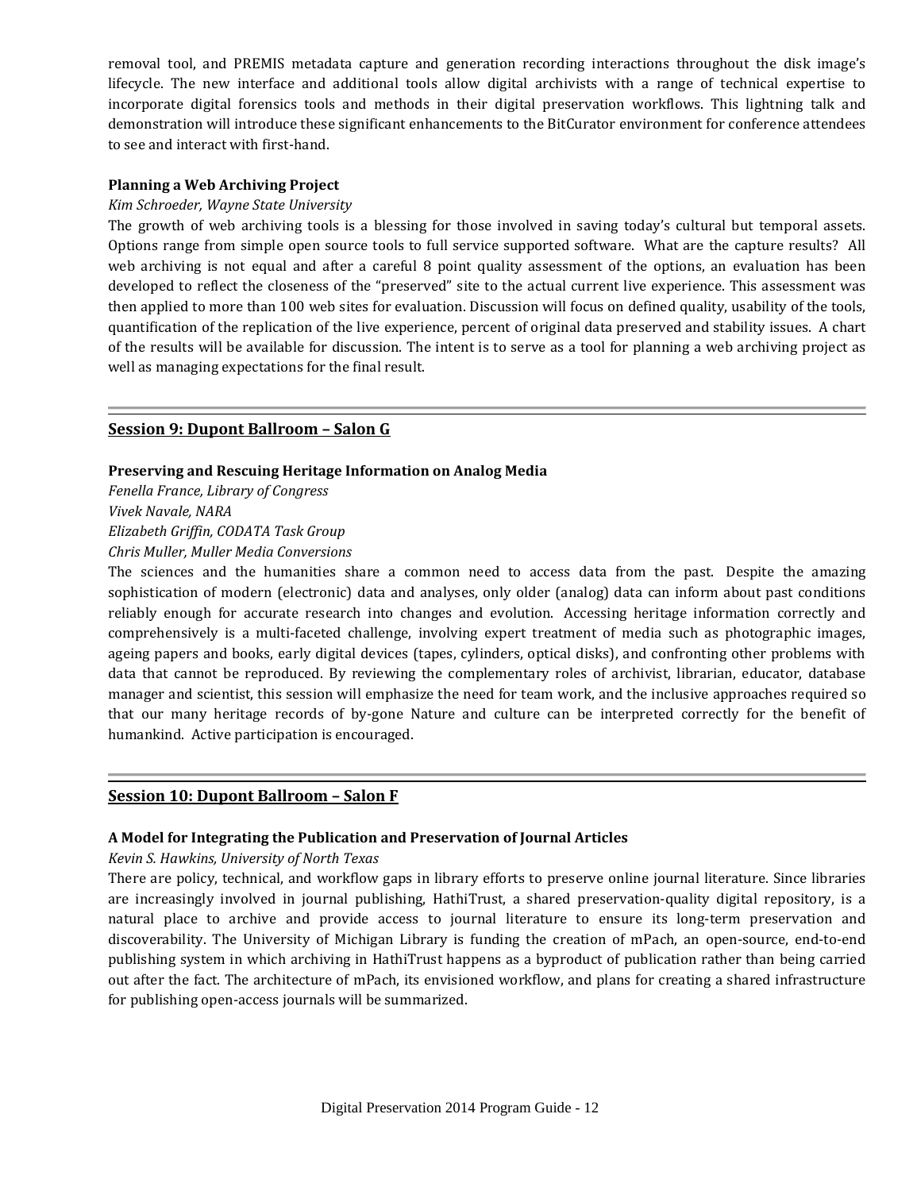removal tool, and PREMIS metadata capture and generation recording interactions throughout the disk image's lifecycle. The new interface and additional tools allow digital archivists with a range of technical expertise to incorporate digital forensics tools and methods in their digital preservation workflows. This lightning talk and demonstration will introduce these significant enhancements to the BitCurator environment for conference attendees to see and interact with first-hand.

**Planning a Web Archiving Project**

*Kim Schroeder, Wayne State University*

The growth of web archiving tools is a blessing for those involved in saving today's cultural but temporal assets. Options range from simple open source tools to full service supported software. What are the capture results? All web archiving is not equal and after a careful 8 point quality assessment of the options, an evaluation has been developed to reflect the closeness of the "preserved" site to the actual current live experience. This assessment was then applied to more than 100 web sites for evaluation. Discussion will focus on defined quality, usability of the tools, quantification of the replication of the live experience, percent of original data preserved and stability issues. A chart of the results will be available for discussion. The intent is to serve as a tool for planning a web archiving project as well as managing expectations for the final result.

---

## Session 9: Dupont Ballroom – Salon G

**Preserving and Rescuing Heritage Information on Analog Media**

*Fenella France, Library of Congress*
*Vivek Navale, NARA*
*Elizabeth Griffin, CODATA Task Group*
*Chris Muller, Muller Media Conversions*

The sciences and the humanities share a common need to access data from the past. Despite the amazing sophistication of modern (electronic) data and analyses, only older (analog) data can inform about past conditions reliably enough for accurate research into changes and evolution. Accessing heritage information correctly and comprehensively is a multi-faceted challenge, involving expert treatment of media such as photographic images, ageing papers and books, early digital devices (tapes, cylinders, optical disks), and confronting other problems with data that cannot be reproduced. By reviewing the complementary roles of archivist, librarian, educator, database manager and scientist, this session will emphasize the need for team work, and the inclusive approaches required so that our many heritage records of by-gone Nature and culture can be interpreted correctly for the benefit of humankind. Active participation is encouraged.

---

## Session 10: Dupont Ballroom – Salon F

**A Model for Integrating the Publication and Preservation of Journal Articles**

*Kevin S. Hawkins, University of North Texas*

There are policy, technical, and workflow gaps in library efforts to preserve online journal literature. Since libraries are increasingly involved in journal publishing, HathiTrust, a shared preservation-quality digital repository, is a natural place to archive and provide access to journal literature to ensure its long-term preservation and discoverability. The University of Michigan Library is funding the creation of mPach, an open-source, end-to-end publishing system in which archiving in HathiTrust happens as a byproduct of publication rather than being carried out after the fact. The architecture of mPach, its envisioned workflow, and plans for creating a shared infrastructure for publishing open-access journals will be summarized.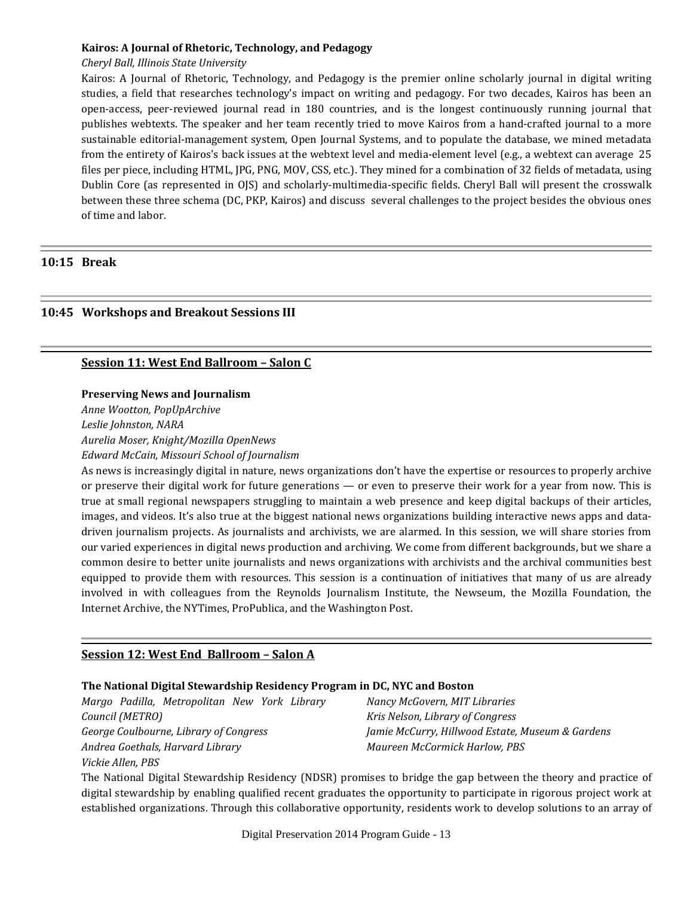**Kairos: A Journal of Rhetoric, Technology, and Pedagogy**

*Cheryl Ball, Illinois State University*

Kairos: A Journal of Rhetoric, Technology, and Pedagogy is the premier online scholarly journal in digital writing studies, a field that researches technology's impact on writing and pedagogy. For two decades, Kairos has been an open-access, peer-reviewed journal read in 180 countries, and is the longest continuously running journal that publishes webtexts. The speaker and her team recently tried to move Kairos from a hand-crafted journal to a more sustainable editorial-management system, Open Journal Systems, and to populate the database, we mined metadata from the entirety of Kairos's back issues at the webtext level and media-element level (e.g., a webtext can average 25 files per piece, including HTML, JPG, PNG, MOV, CSS, etc.). They mined for a combination of 32 fields of metadata, using Dublin Core (as represented in OJS) and scholarly-multimedia-specific fields. Cheryl Ball will present the crosswalk between these three schema (DC, PKP, Kairos) and discuss several challenges to the project besides the obvious ones of time and labor.

## 10:15 Break

## 10:45 Workshops and Breakout Sessions III

### Session 11: West End Ballroom – Salon C

**Preserving News and Journalism**

*Anne Wootton, PopUpArchive*
*Leslie Johnston, NARA*
*Aurelia Moser, Knight/Mozilla OpenNews*
*Edward McCain, Missouri School of Journalism*

As news is increasingly digital in nature, news organizations don't have the expertise or resources to properly archive or preserve their digital work for future generations — or even to preserve their work for a year from now. This is true at small regional newspapers struggling to maintain a web presence and keep digital backups of their articles, images, and videos. It's also true at the biggest national news organizations building interactive news apps and data-driven journalism projects. As journalists and archivists, we are alarmed. In this session, we will share stories from our varied experiences in digital news production and archiving. We come from different backgrounds, but we share a common desire to better unite journalists and news organizations with archivists and the archival communities best equipped to provide them with resources. This session is a continuation of initiatives that many of us are already involved in with colleagues from the Reynolds Journalism Institute, the Newseum, the Mozilla Foundation, the Internet Archive, the NYTimes, ProPublica, and the Washington Post.

### Session 12: West End Ballroom – Salon A

**The National Digital Stewardship Residency Program in DC, NYC and Boston**

*Margo Padilla, Metropolitan New York Library Council (METRO)*
*George Coulbourne, Library of Congress*
*Andrea Goethals, Harvard Library*
*Vickie Allen, PBS*
*Nancy McGovern, MIT Libraries*
*Kris Nelson, Library of Congress*
*Jamie McCurry, Hillwood Estate, Museum & Gardens*
*Maureen McCormick Harlow, PBS*

The National Digital Stewardship Residency (NDSR) promises to bridge the gap between the theory and practice of digital stewardship by enabling qualified recent graduates the opportunity to participate in rigorous project work at established organizations. Through this collaborative opportunity, residents work to develop solutions to an array of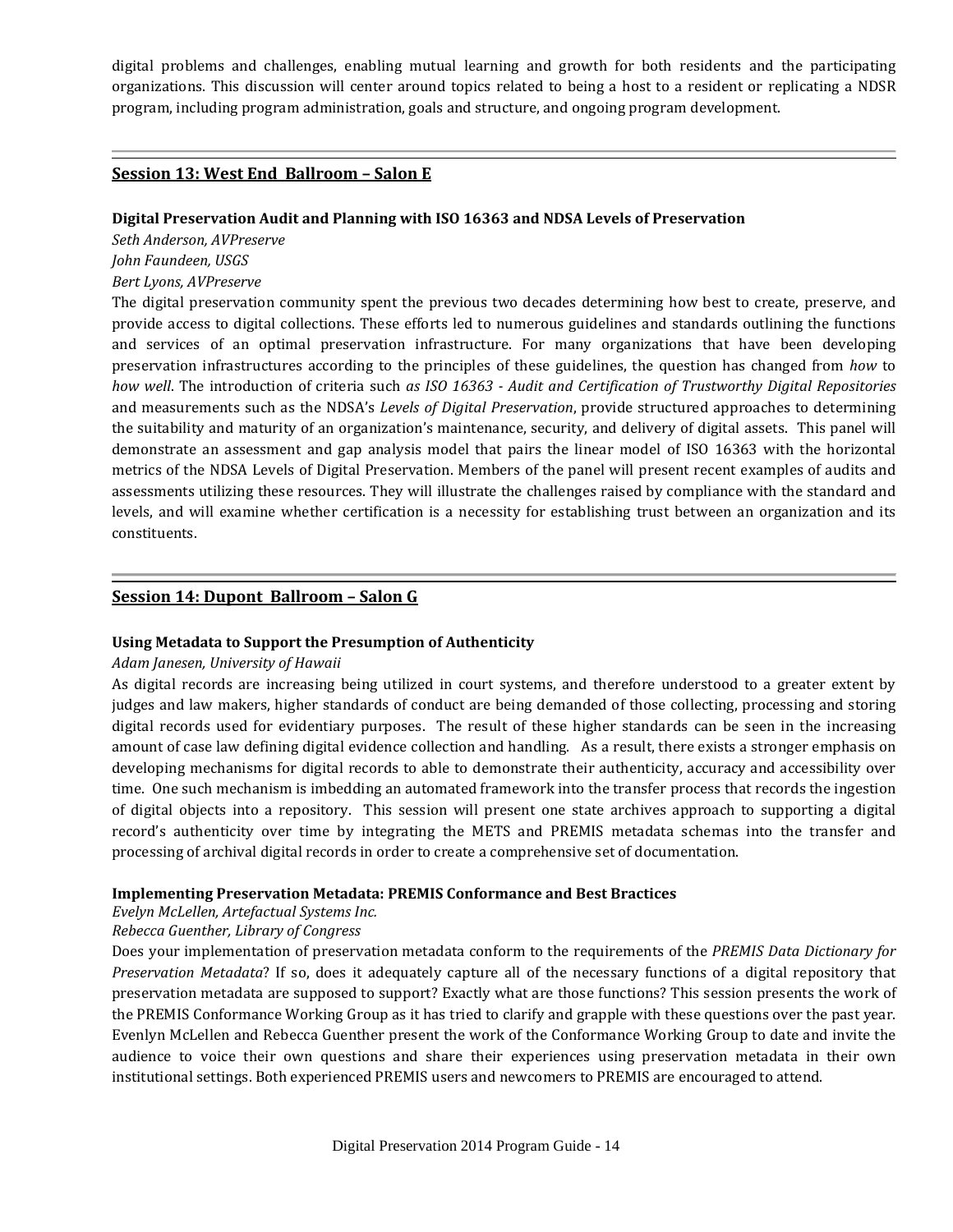digital problems and challenges, enabling mutual learning and growth for both residents and the participating organizations. This discussion will center around topics related to being a host to a resident or replicating a NDSR program, including program administration, goals and structure, and ongoing program development.

---

## Session 13: West End Ballroom – Salon E

### Digital Preservation Audit and Planning with ISO 16363 and NDSA Levels of Preservation

*Seth Anderson, AVPreserve*
*John Faundeen, USGS*
*Bert Lyons, AVPreserve*

The digital preservation community spent the previous two decades determining how best to create, preserve, and provide access to digital collections. These efforts led to numerous guidelines and standards outlining the functions and services of an optimal preservation infrastructure. For many organizations that have been developing preservation infrastructures according to the principles of these guidelines, the question has changed from *how* to *how well*. The introduction of criteria such *as ISO 16363 - Audit and Certification of Trustworthy Digital Repositories* and measurements such as the NDSA's *Levels of Digital Preservation*, provide structured approaches to determining the suitability and maturity of an organization's maintenance, security, and delivery of digital assets. This panel will demonstrate an assessment and gap analysis model that pairs the linear model of ISO 16363 with the horizontal metrics of the NDSA Levels of Digital Preservation. Members of the panel will present recent examples of audits and assessments utilizing these resources. They will illustrate the challenges raised by compliance with the standard and levels, and will examine whether certification is a necessity for establishing trust between an organization and its constituents.

---

## Session 14: Dupont Ballroom – Salon G

### Using Metadata to Support the Presumption of Authenticity

*Adam Janesen, University of Hawaii*

As digital records are increasing being utilized in court systems, and therefore understood to a greater extent by judges and law makers, higher standards of conduct are being demanded of those collecting, processing and storing digital records used for evidentiary purposes. The result of these higher standards can be seen in the increasing amount of case law defining digital evidence collection and handling. As a result, there exists a stronger emphasis on developing mechanisms for digital records to able to demonstrate their authenticity, accuracy and accessibility over time. One such mechanism is imbedding an automated framework into the transfer process that records the ingestion of digital objects into a repository. This session will present one state archives approach to supporting a digital record's authenticity over time by integrating the METS and PREMIS metadata schemas into the transfer and processing of archival digital records in order to create a comprehensive set of documentation.

### Implementing Preservation Metadata: PREMIS Conformance and Best Bractices

*Evelyn McLellen, Artefactual Systems Inc.*
*Rebecca Guenther, Library of Congress*

Does your implementation of preservation metadata conform to the requirements of the *PREMIS Data Dictionary for Preservation Metadata*? If so, does it adequately capture all of the necessary functions of a digital repository that preservation metadata are supposed to support? Exactly what are those functions? This session presents the work of the PREMIS Conformance Working Group as it has tried to clarify and grapple with these questions over the past year. Evenlyn McLellen and Rebecca Guenther present the work of the Conformance Working Group to date and invite the audience to voice their own questions and share their experiences using preservation metadata in their own institutional settings. Both experienced PREMIS users and newcomers to PREMIS are encouraged to attend.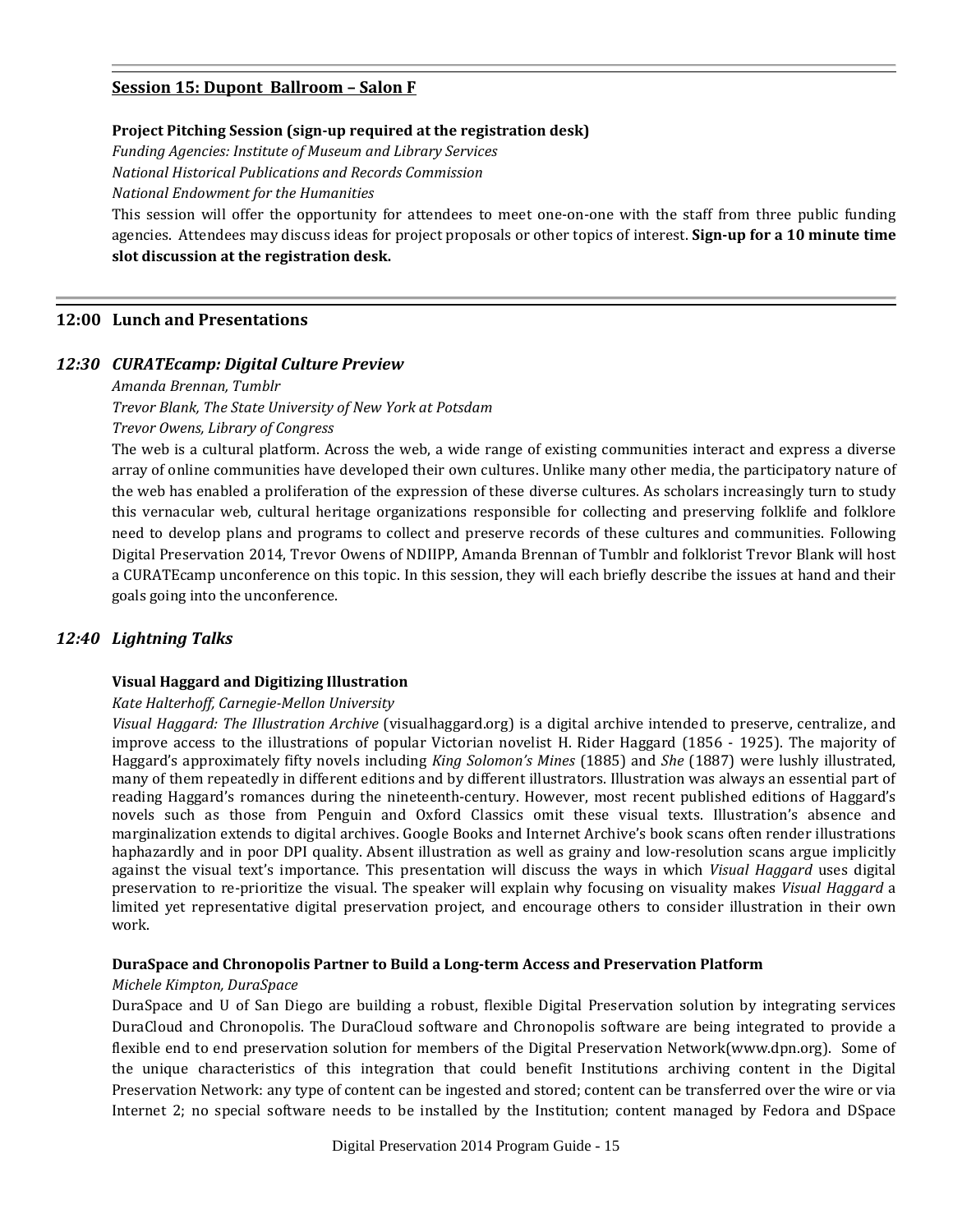## Session 15: Dupont Ballroom – Salon F

**Project Pitching Session (sign-up required at the registration desk)**

*Funding Agencies: Institute of Museum and Library Services*

*National Historical Publications and Records Commission*

*National Endowment for the Humanities*

This session will offer the opportunity for attendees to meet one-on-one with the staff from three public funding agencies. Attendees may discuss ideas for project proposals or other topics of interest. **Sign-up for a 10 minute time slot discussion at the registration desk.**

---

## 12:00 Lunch and Presentations

### *12:30 CURATEcamp: Digital Culture Preview*

*Amanda Brennan, Tumblr*

*Trevor Blank, The State University of New York at Potsdam*

*Trevor Owens, Library of Congress*

The web is a cultural platform. Across the web, a wide range of existing communities interact and express a diverse array of online communities have developed their own cultures. Unlike many other media, the participatory nature of the web has enabled a proliferation of the expression of these diverse cultures. As scholars increasingly turn to study this vernacular web, cultural heritage organizations responsible for collecting and preserving folklife and folklore need to develop plans and programs to collect and preserve records of these cultures and communities. Following Digital Preservation 2014, Trevor Owens of NDIIPP, Amanda Brennan of Tumblr and folklorist Trevor Blank will host a CURATEcamp unconference on this topic. In this session, they will each briefly describe the issues at hand and their goals going into the unconference.

### *12:40 Lightning Talks*

**Visual Haggard and Digitizing Illustration**

*Kate Halterhoff, Carnegie-Mellon University*

*Visual Haggard: The Illustration Archive* (visualhaggard.org) is a digital archive intended to preserve, centralize, and improve access to the illustrations of popular Victorian novelist H. Rider Haggard (1856 - 1925). The majority of Haggard's approximately fifty novels including *King Solomon's Mines* (1885) and *She* (1887) were lushly illustrated, many of them repeatedly in different editions and by different illustrators. Illustration was always an essential part of reading Haggard's romances during the nineteenth-century. However, most recent published editions of Haggard's novels such as those from Penguin and Oxford Classics omit these visual texts. Illustration's absence and marginalization extends to digital archives. Google Books and Internet Archive's book scans often render illustrations haphazardly and in poor DPI quality. Absent illustration as well as grainy and low-resolution scans argue implicitly against the visual text's importance. This presentation will discuss the ways in which *Visual Haggard* uses digital preservation to re-prioritize the visual. The speaker will explain why focusing on visuality makes *Visual Haggard* a limited yet representative digital preservation project, and encourage others to consider illustration in their own work.

**DuraSpace and Chronopolis Partner to Build a Long-term Access and Preservation Platform**

*Michele Kimpton, DuraSpace*

DuraSpace and U of San Diego are building a robust, flexible Digital Preservation solution by integrating services DuraCloud and Chronopolis. The DuraCloud software and Chronopolis software are being integrated to provide a flexible end to end preservation solution for members of the Digital Preservation Network(www.dpn.org). Some of the unique characteristics of this integration that could benefit Institutions archiving content in the Digital Preservation Network: any type of content can be ingested and stored; content can be transferred over the wire or via Internet 2; no special software needs to be installed by the Institution; content managed by Fedora and DSpace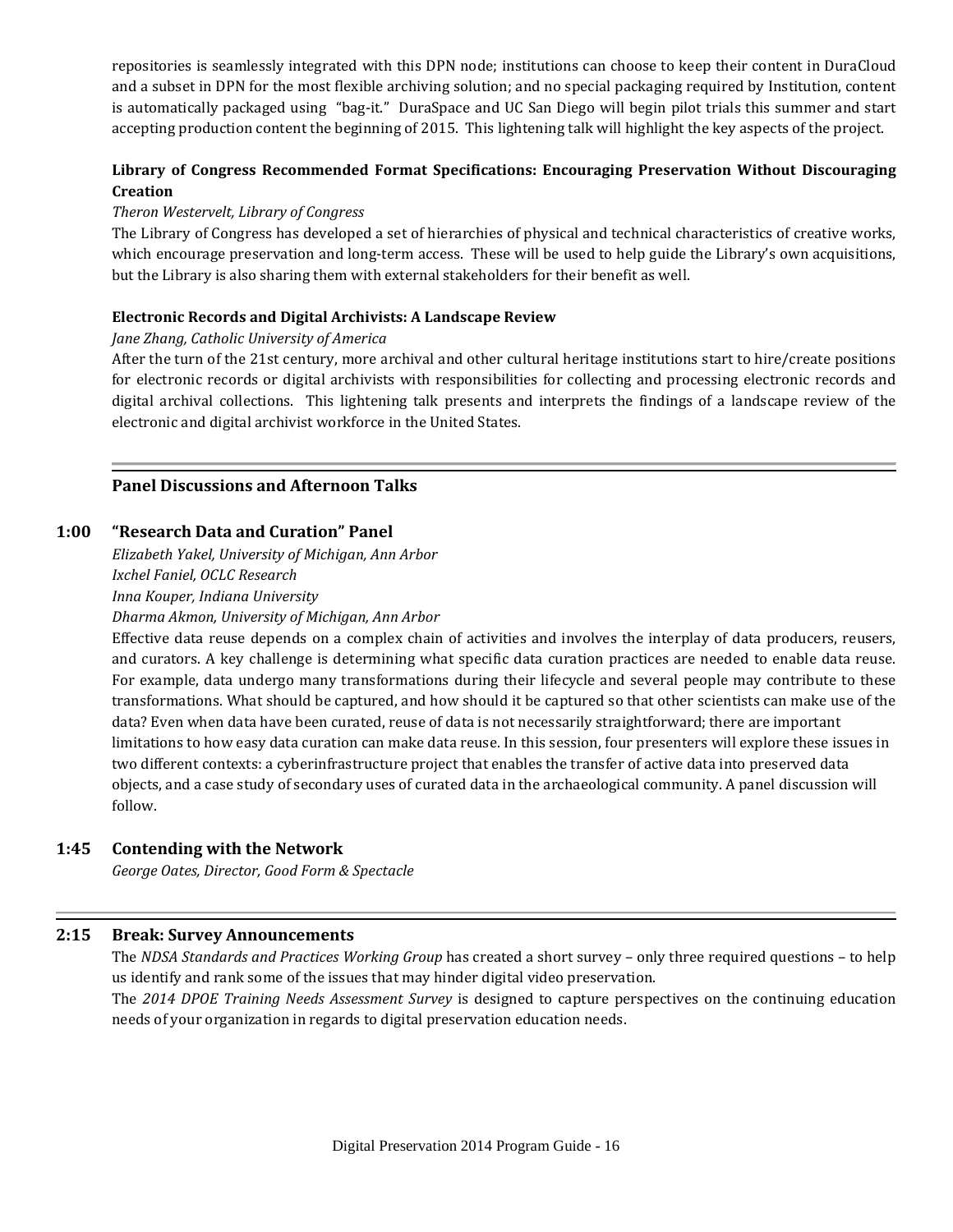repositories is seamlessly integrated with this DPN node; institutions can choose to keep their content in DuraCloud and a subset in DPN for the most flexible archiving solution; and no special packaging required by Institution, content is automatically packaged using "bag-it." DuraSpace and UC San Diego will begin pilot trials this summer and start accepting production content the beginning of 2015. This lightening talk will highlight the key aspects of the project.

**Library of Congress Recommended Format Specifications: Encouraging Preservation Without Discouraging Creation**

*Theron Westervelt, Library of Congress*

The Library of Congress has developed a set of hierarchies of physical and technical characteristics of creative works, which encourage preservation and long-term access. These will be used to help guide the Library's own acquisitions, but the Library is also sharing them with external stakeholders for their benefit as well.

**Electronic Records and Digital Archivists: A Landscape Review**

*Jane Zhang, Catholic University of America*

After the turn of the 21st century, more archival and other cultural heritage institutions start to hire/create positions for electronic records or digital archivists with responsibilities for collecting and processing electronic records and digital archival collections. This lightening talk presents and interprets the findings of a landscape review of the electronic and digital archivist workforce in the United States.

---

## Panel Discussions and Afternoon Talks

### 1:00 "Research Data and Curation" Panel

*Elizabeth Yakel, University of Michigan, Ann Arbor*
*Ixchel Faniel, OCLC Research*
*Inna Kouper, Indiana University*
*Dharma Akmon, University of Michigan, Ann Arbor*

Effective data reuse depends on a complex chain of activities and involves the interplay of data producers, reusers, and curators. A key challenge is determining what specific data curation practices are needed to enable data reuse. For example, data undergo many transformations during their lifecycle and several people may contribute to these transformations. What should be captured, and how should it be captured so that other scientists can make use of the data? Even when data have been curated, reuse of data is not necessarily straightforward; there are important limitations to how easy data curation can make data reuse. In this session, four presenters will explore these issues in two different contexts: a cyberinfrastructure project that enables the transfer of active data into preserved data objects, and a case study of secondary uses of curated data in the archaeological community. A panel discussion will follow.

### 1:45 Contending with the Network

*George Oates, Director, Good Form & Spectacle*

---

### 2:15 Break: Survey Announcements

The *NDSA Standards and Practices Working Group* has created a short survey – only three required questions – to help us identify and rank some of the issues that may hinder digital video preservation.

The *2014 DPOE Training Needs Assessment Survey* is designed to capture perspectives on the continuing education needs of your organization in regards to digital preservation education needs.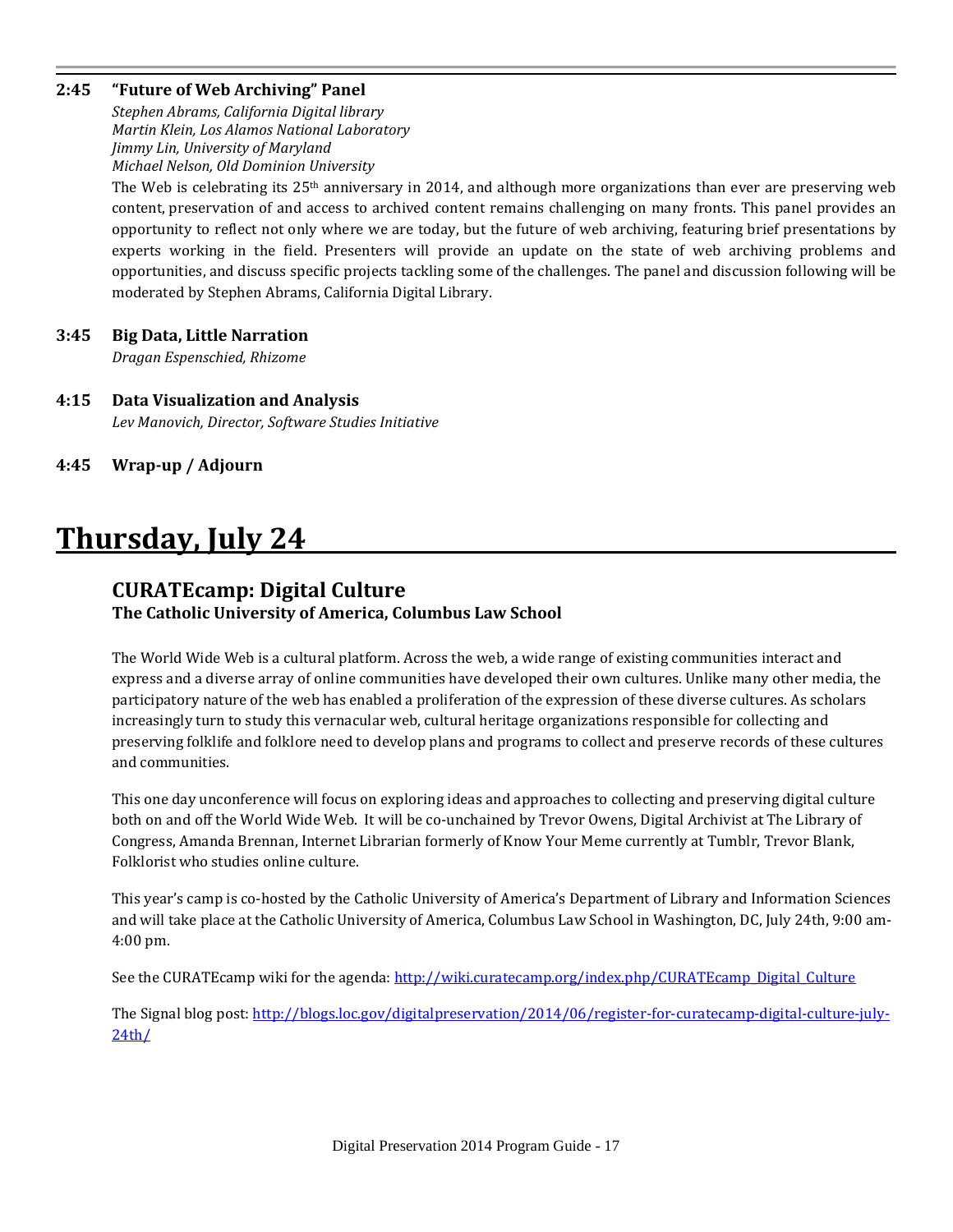**2:45 "Future of Web Archiving" Panel**

*Stephen Abrams, California Digital library*
*Martin Klein, Los Alamos National Laboratory*
*Jimmy Lin, University of Maryland*
*Michael Nelson, Old Dominion University*

The Web is celebrating its 25th anniversary in 2014, and although more organizations than ever are preserving web content, preservation of and access to archived content remains challenging on many fronts. This panel provides an opportunity to reflect not only where we are today, but the future of web archiving, featuring brief presentations by experts working in the field. Presenters will provide an update on the state of web archiving problems and opportunities, and discuss specific projects tackling some of the challenges. The panel and discussion following will be moderated by Stephen Abrams, California Digital Library.

**3:45 Big Data, Little Narration**

*Dragan Espenschied, Rhizome*

**4:15 Data Visualization and Analysis**

*Lev Manovich, Director, Software Studies Initiative*

**4:45 Wrap-up / Adjourn**

# Thursday, July 24

## CURATEcamp: Digital Culture

### The Catholic University of America, Columbus Law School

The World Wide Web is a cultural platform. Across the web, a wide range of existing communities interact and express and a diverse array of online communities have developed their own cultures. Unlike many other media, the participatory nature of the web has enabled a proliferation of the expression of these diverse cultures. As scholars increasingly turn to study this vernacular web, cultural heritage organizations responsible for collecting and preserving folklife and folklore need to develop plans and programs to collect and preserve records of these cultures and communities.

This one day unconference will focus on exploring ideas and approaches to collecting and preserving digital culture both on and off the World Wide Web. It will be co-unchained by Trevor Owens, Digital Archivist at The Library of Congress, Amanda Brennan, Internet Librarian formerly of Know Your Meme currently at Tumblr, Trevor Blank, Folklorist who studies online culture.

This year's camp is co-hosted by the Catholic University of America's Department of Library and Information Sciences and will take place at the Catholic University of America, Columbus Law School in Washington, DC, July 24th, 9:00 am-4:00 pm.

See the CURATEcamp wiki for the agenda: http://wiki.curatecamp.org/index.php/CURATEcamp_Digital_Culture

The Signal blog post: http://blogs.loc.gov/digitalpreservation/2014/06/register-for-curatecamp-digital-culture-july-24th/